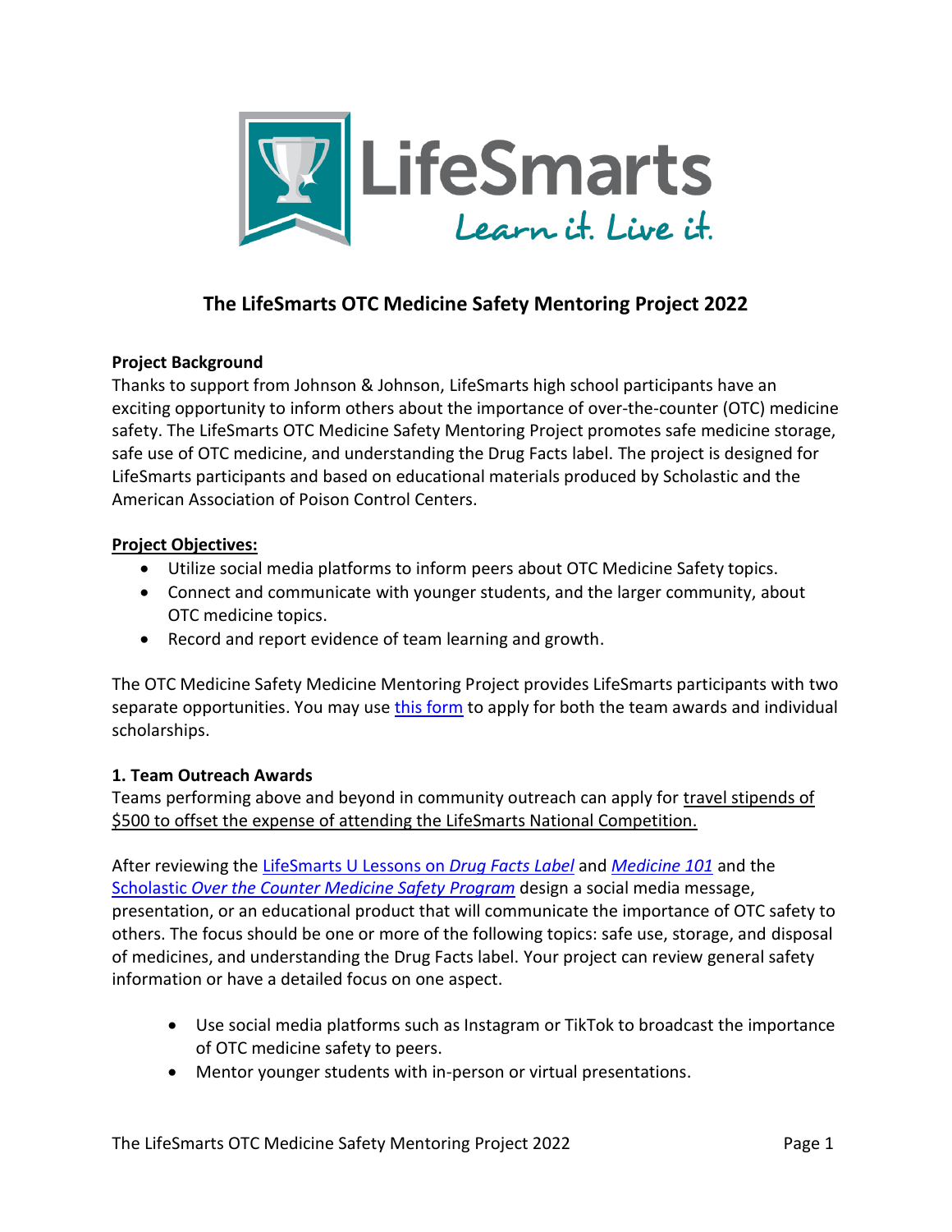# The LifeSmarts OTC Medicine Safety Mentoring Project 2022

**Project Background**

Thanks to support from Johnson & Johnson, LifeSmarts high school participants have an exciting opportunity to inform others about the importance of over-the-counter (OTC) medicine safety. The LifeSmarts OTC Medicine Safety Mentoring Project promotes safe medicine storage, safe use of OTC medicine, and understanding the Drug Facts label. The project is designed for LifeSmarts participants and based on educational materials produced by Scholastic and the American Association of Poison Control Centers.

**Project Objectives:**

- Utilize social media platforms to inform peers about OTC Medicine Safety topics.
- Connect and communicate with younger students, and the larger community, about OTC medicine topics.
- Record and report evidence of team learning and growth.

The OTC Medicine Safety Medicine Mentoring Project provides LifeSmarts participants with two separate opportunities. You may use this form to apply for both the team awards and individual scholarships.

**1. Team Outreach Awards**

Teams performing above and beyond in community outreach can apply for travel stipends of $500 to offset the expense of attending the LifeSmarts National Competition.

After reviewing the LifeSmarts U Lessons on *Drug Facts Label* and *Medicine 101* and the Scholastic *Over the Counter Medicine Safety Program* design a social media message, presentation, or an educational product that will communicate the importance of OTC safety to others. The focus should be one or more of the following topics: safe use, storage, and disposal of medicines, and understanding the Drug Facts label. Your project can review general safety information or have a detailed focus on one aspect.

- Use social media platforms such as Instagram or TikTok to broadcast the importance of OTC medicine safety to peers.
- Mentor younger students with in-person or virtual presentations.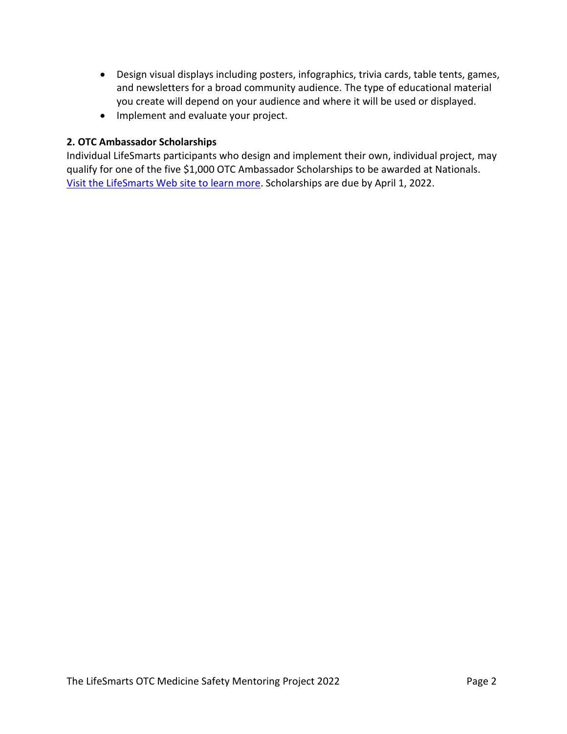- Design visual displays including posters, infographics, trivia cards, table tents, games, and newsletters for a broad community audience. The type of educational material you create will depend on your audience and where it will be used or displayed.
- Implement and evaluate your project.

**2. OTC Ambassador Scholarships**

Individual LifeSmarts participants who design and implement their own, individual project, may qualify for one of the five $1,000 OTC Ambassador Scholarships to be awarded at Nationals. Visit the LifeSmarts Web site to learn more. Scholarships are due by April 1, 2022.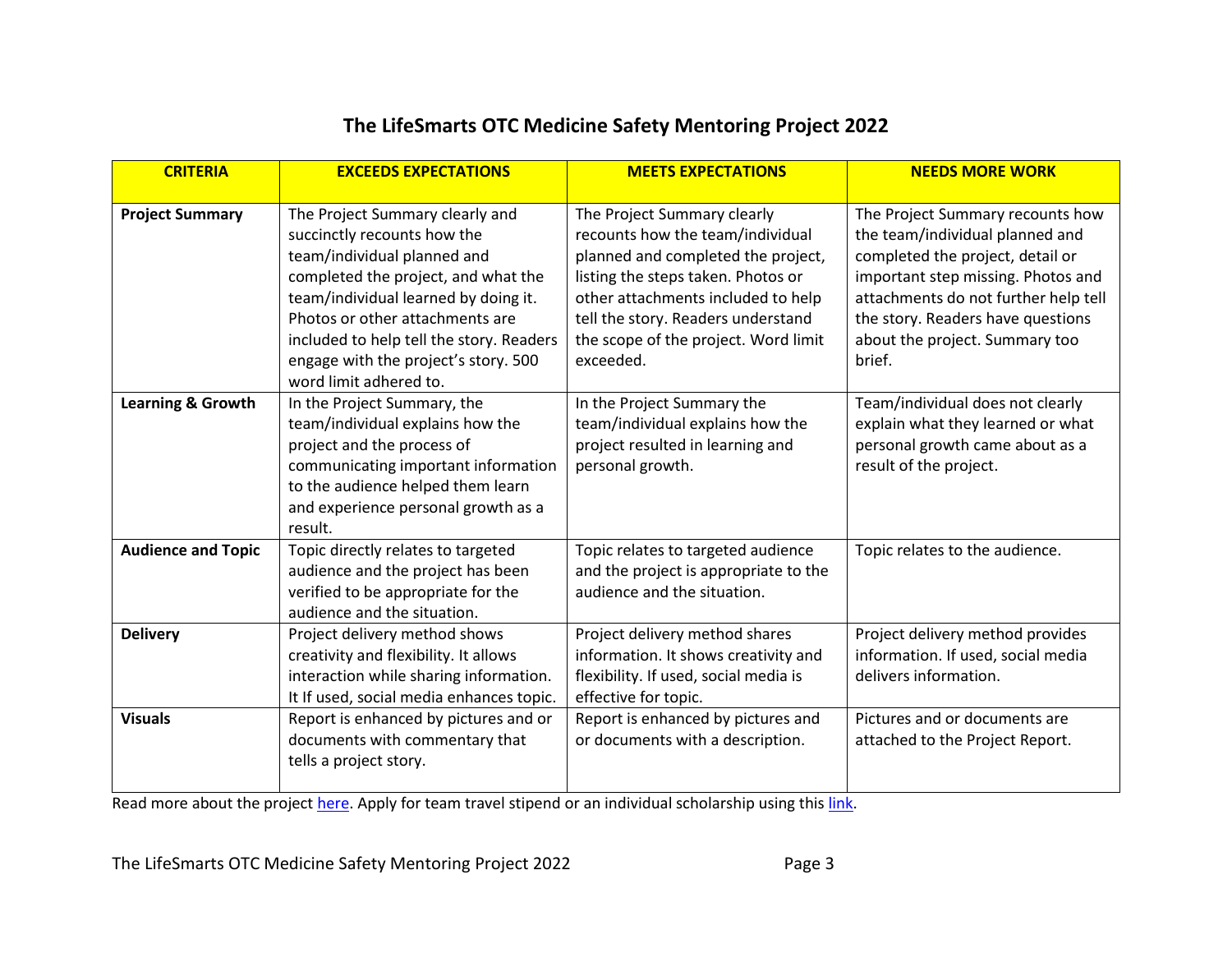# The LifeSmarts OTC Medicine Safety Mentoring Project 2022

| CRITERIA | EXCEEDS EXPECTATIONS | MEETS EXPECTATIONS | NEEDS MORE WORK |
|---|---|---|---|
| **Project Summary** | The Project Summary clearly and succinctly recounts how the team/individual planned and completed the project, and what the team/individual learned by doing it. Photos or other attachments are included to help tell the story. Readers engage with the project's story. 500 word limit adhered to. | The Project Summary clearly recounts how the team/individual planned and completed the project, listing the steps taken. Photos or other attachments included to help tell the story. Readers understand the scope of the project. Word limit exceeded. | The Project Summary recounts how the team/individual planned and completed the project, detail or important step missing. Photos and attachments do not further help tell the story. Readers have questions about the project. Summary too brief. |
| **Learning & Growth** | In the Project Summary, the team/individual explains how the project and the process of communicating important information to the audience helped them learn and experience personal growth as a result. | In the Project Summary the team/individual explains how the project resulted in learning and personal growth. | Team/individual does not clearly explain what they learned or what personal growth came about as a result of the project. |
| **Audience and Topic** | Topic directly relates to targeted audience and the project has been verified to be appropriate for the audience and the situation. | Topic relates to targeted audience and the project is appropriate to the audience and the situation. | Topic relates to the audience. |
| **Delivery** | Project delivery method shows creativity and flexibility. It allows interaction while sharing information. It If used, social media enhances topic. | Project delivery method shares information. It shows creativity and flexibility. If used, social media is effective for topic. | Project delivery method provides information. If used, social media delivers information. |
| **Visuals** | Report is enhanced by pictures and or documents with commentary that tells a project story. | Report is enhanced by pictures and or documents with a description. | Pictures and or documents are attached to the Project Report. |

Read more about the project here. Apply for team travel stipend or an individual scholarship using this link.